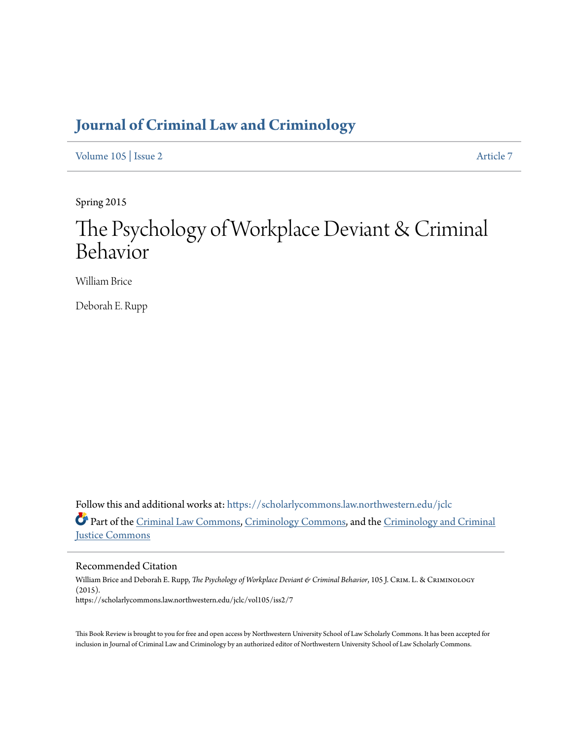# Journal of Criminal Law and Criminology

Volume 105 | Issue 2 Article 7

Spring 2015

# The Psychology of Workplace Deviant & Criminal Behavior

William Brice

Deborah E. Rupp

Follow this and additional works at: https://scholarlycommons.law.northwestern.edu/jclc

Part of the Criminal Law Commons, Criminology Commons, and the Criminology and Criminal Justice Commons

## Recommended Citation

William Brice and Deborah E. Rupp, *The Psychology of Workplace Deviant & Criminal Behavior*, 105 J. Crim. L. & Criminology (2015).
https://scholarlycommons.law.northwestern.edu/jclc/vol105/iss2/7

This Book Review is brought to you for free and open access by Northwestern University School of Law Scholarly Commons. It has been accepted for inclusion in Journal of Criminal Law and Criminology by an authorized editor of Northwestern University School of Law Scholarly Commons.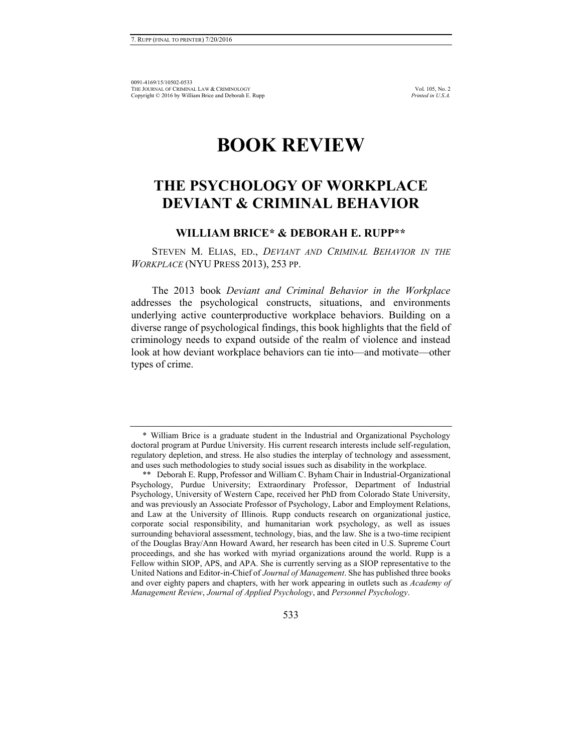0091-4169/15/10502-0533
THE JOURNAL OF CRIMINAL LAW & CRIMINOLOGY Vol. 105, No. 2
Copyright © 2016 by William Brice and Deborah E. Rupp *Printed in U.S.A.*

# BOOK REVIEW

## THE PSYCHOLOGY OF WORKPLACE DEVIANT & CRIMINAL BEHAVIOR

### WILLIAM BRICE* & DEBORAH E. RUPP**

STEVEN M. ELIAS, ED., *DEVIANT AND CRIMINAL BEHAVIOR IN THE WORKPLACE* (NYU PRESS 2013), 253 PP.

The 2013 book *Deviant and Criminal Behavior in the Workplace* addresses the psychological constructs, situations, and environments underlying active counterproductive workplace behaviors. Building on a diverse range of psychological findings, this book highlights that the field of criminology needs to expand outside of the realm of violence and instead look at how deviant workplace behaviors can tie into—and motivate—other types of crime.

---

\* William Brice is a graduate student in the Industrial and Organizational Psychology doctoral program at Purdue University. His current research interests include self-regulation, regulatory depletion, and stress. He also studies the interplay of technology and assessment, and uses such methodologies to study social issues such as disability in the workplace.

\** Deborah E. Rupp, Professor and William C. Byham Chair in Industrial-Organizational Psychology, Purdue University; Extraordinary Professor, Department of Industrial Psychology, University of Western Cape, received her PhD from Colorado State University, and was previously an Associate Professor of Psychology, Labor and Employment Relations, and Law at the University of Illinois. Rupp conducts research on organizational justice, corporate social responsibility, and humanitarian work psychology, as well as issues surrounding behavioral assessment, technology, bias, and the law. She is a two-time recipient of the Douglas Bray/Ann Howard Award, her research has been cited in U.S. Supreme Court proceedings, and she has worked with myriad organizations around the world. Rupp is a Fellow within SIOP, APS, and APA. She is currently serving as a SIOP representative to the United Nations and Editor-in-Chief of *Journal of Management*. She has published three books and over eighty papers and chapters, with her work appearing in outlets such as *Academy of Management Review*, *Journal of Applied Psychology*, and *Personnel Psychology*.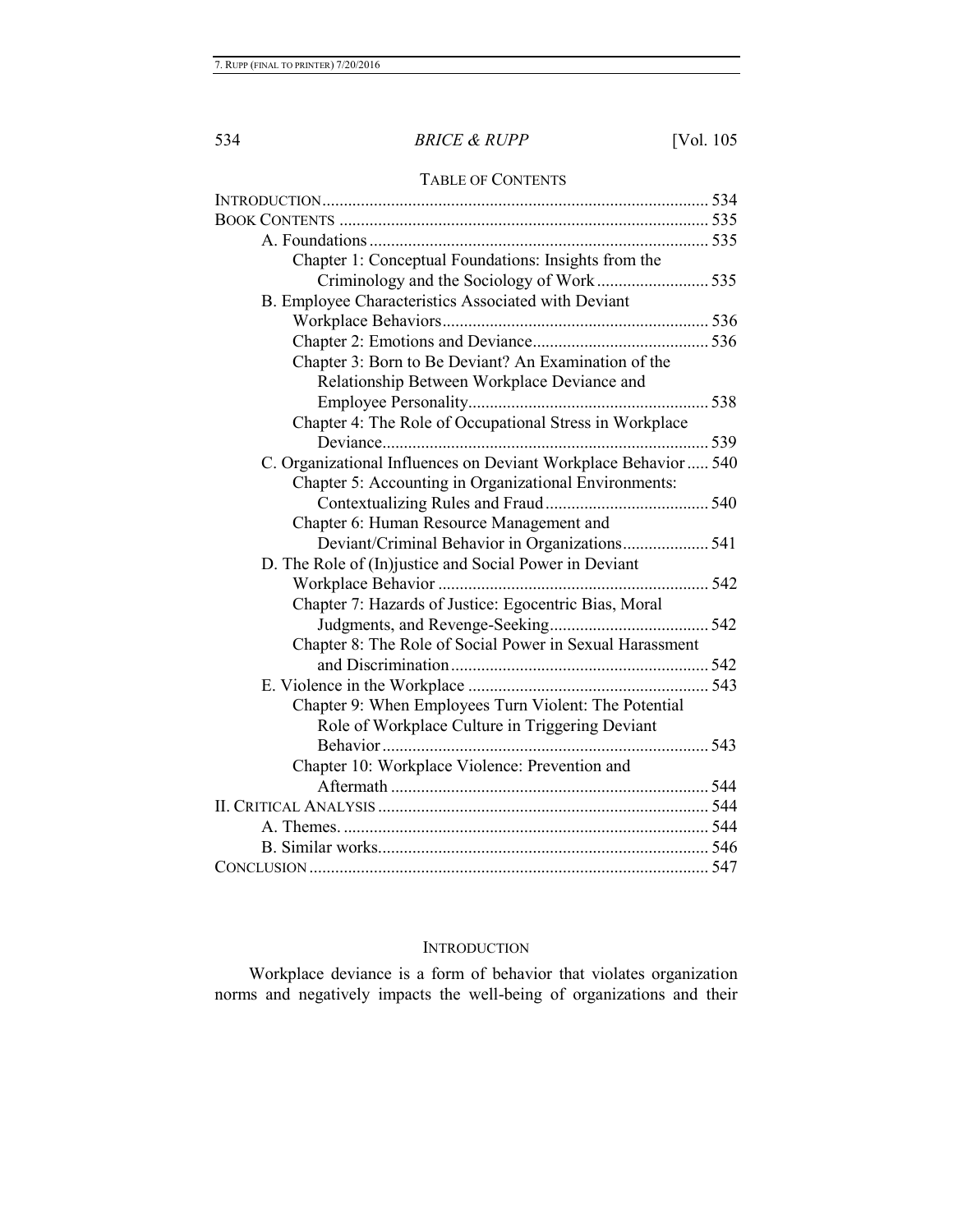TABLE OF CONTENTS

INTRODUCTION ........ 534
BOOK CONTENTS ........ 535
- A. Foundations ........ 535
  - Chapter 1: Conceptual Foundations: Insights from the Criminology and the Sociology of Work ........ 535
- B. Employee Characteristics Associated with Deviant Workplace Behaviors ........ 536
  - Chapter 2: Emotions and Deviance ........ 536
  - Chapter 3: Born to Be Deviant? An Examination of the Relationship Between Workplace Deviance and Employee Personality ........ 538
  - Chapter 4: The Role of Occupational Stress in Workplace Deviance ........ 539
- C. Organizational Influences on Deviant Workplace Behavior ........ 540
  - Chapter 5: Accounting in Organizational Environments: Contextualizing Rules and Fraud ........ 540
  - Chapter 6: Human Resource Management and Deviant/Criminal Behavior in Organizations ........ 541
- D. The Role of (In)justice and Social Power in Deviant Workplace Behavior ........ 542
  - Chapter 7: Hazards of Justice: Egocentric Bias, Moral Judgments, and Revenge-Seeking ........ 542
  - Chapter 8: The Role of Social Power in Sexual Harassment and Discrimination ........ 542
- E. Violence in the Workplace ........ 543
  - Chapter 9: When Employees Turn Violent: The Potential Role of Workplace Culture in Triggering Deviant Behavior ........ 543
  - Chapter 10: Workplace Violence: Prevention and Aftermath ........ 544

II. CRITICAL ANALYSIS ........ 544
- A. Themes. ........ 544
- B. Similar works ........ 546

CONCLUSION ........ 547

## INTRODUCTION

Workplace deviance is a form of behavior that violates organization norms and negatively impacts the well-being of organizations and their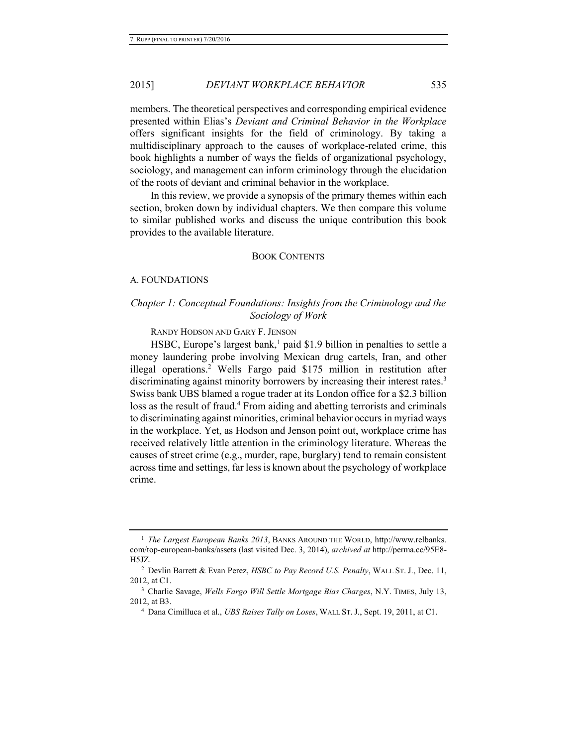members. The theoretical perspectives and corresponding empirical evidence presented within Elias's *Deviant and Criminal Behavior in the Workplace* offers significant insights for the field of criminology. By taking a multidisciplinary approach to the causes of workplace-related crime, this book highlights a number of ways the fields of organizational psychology, sociology, and management can inform criminology through the elucidation of the roots of deviant and criminal behavior in the workplace.

In this review, we provide a synopsis of the primary themes within each section, broken down by individual chapters. We then compare this volume to similar published works and discuss the unique contribution this book provides to the available literature.

## BOOK CONTENTS

### A. FOUNDATIONS

#### *Chapter 1: Conceptual Foundations: Insights from the Criminology and the Sociology of Work*

RANDY HODSON AND GARY F. JENSON

HSBC, Europe's largest bank,[1] paid $1.9 billion in penalties to settle a money laundering probe involving Mexican drug cartels, Iran, and other illegal operations.[2] Wells Fargo paid $175 million in restitution after discriminating against minority borrowers by increasing their interest rates.[3] Swiss bank UBS blamed a rogue trader at its London office for a $2.3 billion loss as the result of fraud.[4] From aiding and abetting terrorists and criminals to discriminating against minorities, criminal behavior occurs in myriad ways in the workplace. Yet, as Hodson and Jenson point out, workplace crime has received relatively little attention in the criminology literature. Whereas the causes of street crime (e.g., murder, rape, burglary) tend to remain consistent across time and settings, far less is known about the psychology of workplace crime.

---

[1] *The Largest European Banks 2013*, BANKS AROUND THE WORLD, http://www.relbanks.com/top-european-banks/assets (last visited Dec. 3, 2014), *archived at* http://perma.cc/95E8-H5JZ.

[2] Devlin Barrett & Evan Perez, *HSBC to Pay Record U.S. Penalty*, WALL ST. J., Dec. 11, 2012, at C1.

[3] Charlie Savage, *Wells Fargo Will Settle Mortgage Bias Charges*, N.Y. TIMES, July 13, 2012, at B3.

[4] Dana Cimilluca et al., *UBS Raises Tally on Loses*, WALL ST. J., Sept. 19, 2011, at C1.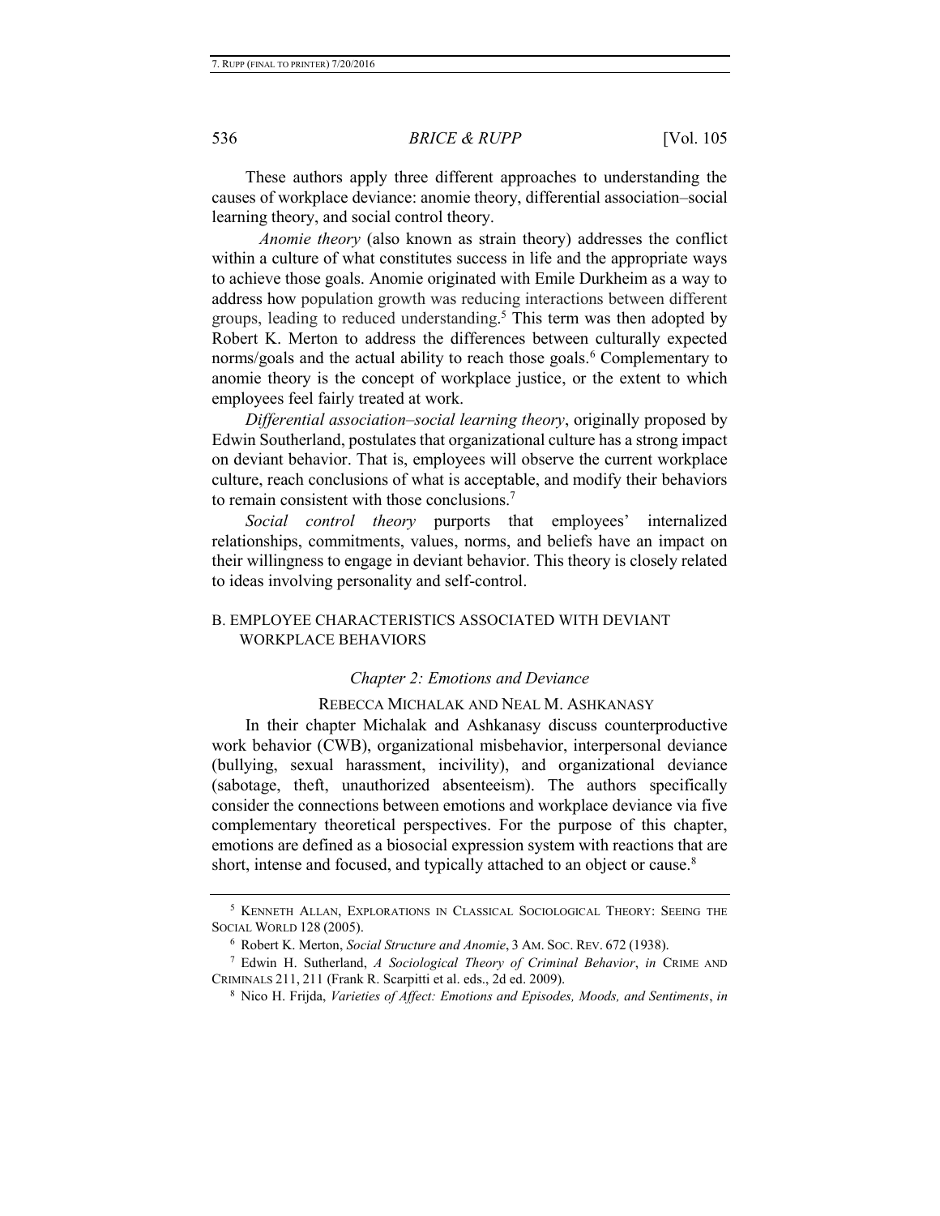These authors apply three different approaches to understanding the causes of workplace deviance: anomie theory, differential association–social learning theory, and social control theory.

*Anomie theory* (also known as strain theory) addresses the conflict within a culture of what constitutes success in life and the appropriate ways to achieve those goals. Anomie originated with Emile Durkheim as a way to address how population growth was reducing interactions between different groups, leading to reduced understanding.[5] This term was then adopted by Robert K. Merton to address the differences between culturally expected norms/goals and the actual ability to reach those goals.[6] Complementary to anomie theory is the concept of workplace justice, or the extent to which employees feel fairly treated at work.

*Differential association–social learning theory*, originally proposed by Edwin Southerland, postulates that organizational culture has a strong impact on deviant behavior. That is, employees will observe the current workplace culture, reach conclusions of what is acceptable, and modify their behaviors to remain consistent with those conclusions.[7]

*Social control theory* purports that employees' internalized relationships, commitments, values, norms, and beliefs have an impact on their willingness to engage in deviant behavior. This theory is closely related to ideas involving personality and self-control.

## B. EMPLOYEE CHARACTERISTICS ASSOCIATED WITH DEVIANT WORKPLACE BEHAVIORS

### *Chapter 2: Emotions and Deviance*

REBECCA MICHALAK AND NEAL M. ASHKANASY

In their chapter Michalak and Ashkanasy discuss counterproductive work behavior (CWB), organizational misbehavior, interpersonal deviance (bullying, sexual harassment, incivility), and organizational deviance (sabotage, theft, unauthorized absenteeism). The authors specifically consider the connections between emotions and workplace deviance via five complementary theoretical perspectives. For the purpose of this chapter, emotions are defined as a biosocial expression system with reactions that are short, intense and focused, and typically attached to an object or cause.[8]

---

[5] KENNETH ALLAN, EXPLORATIONS IN CLASSICAL SOCIOLOGICAL THEORY: SEEING THE SOCIAL WORLD 128 (2005).

[6] Robert K. Merton, *Social Structure and Anomie*, 3 AM. SOC. REV. 672 (1938).

[7] Edwin H. Sutherland, *A Sociological Theory of Criminal Behavior*, *in* CRIME AND CRIMINALS 211, 211 (Frank R. Scarpitti et al. eds., 2d ed. 2009).

[8] Nico H. Frijda, *Varieties of Affect: Emotions and Episodes, Moods, and Sentiments*, *in*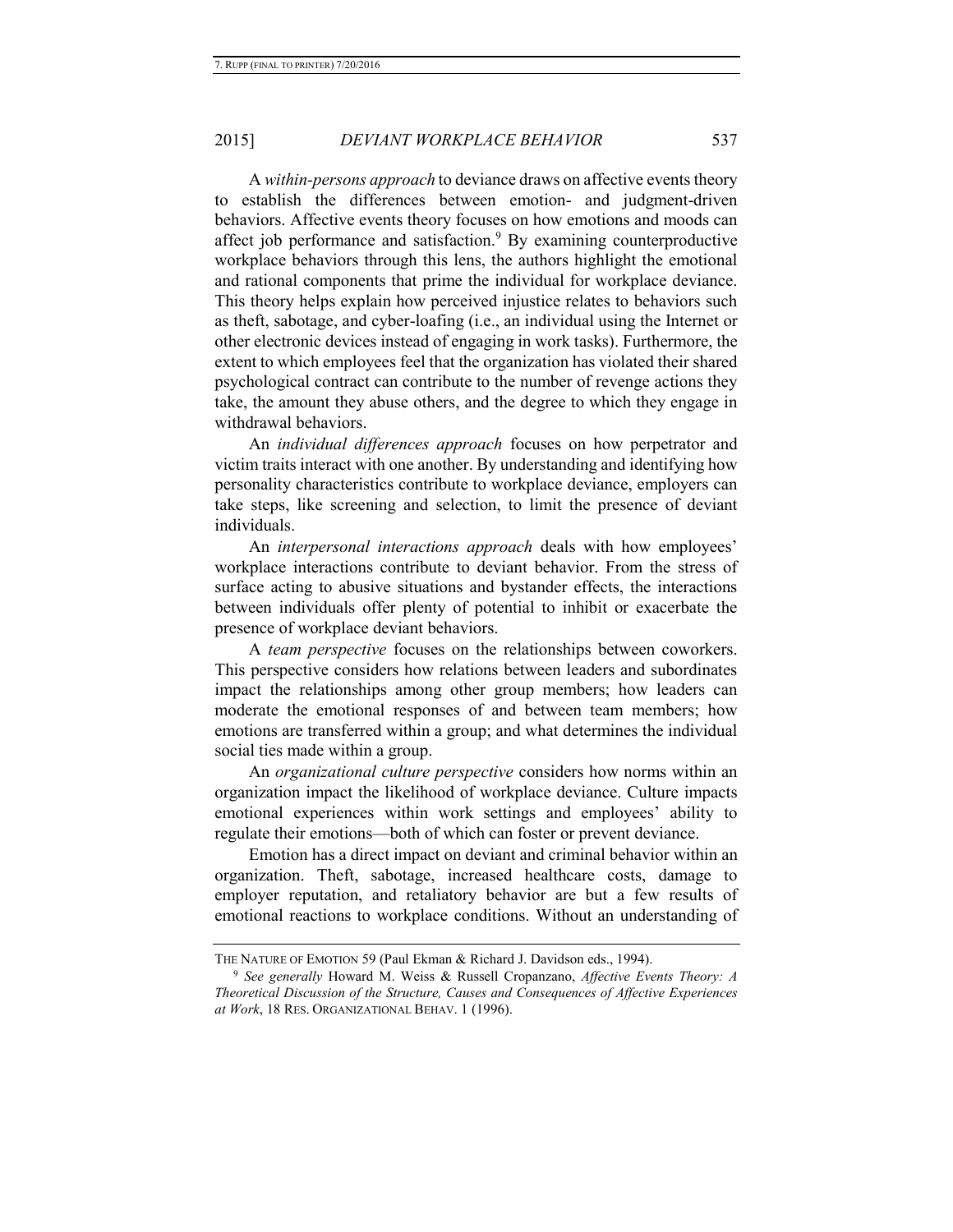A *within-persons approach* to deviance draws on affective events theory to establish the differences between emotion- and judgment-driven behaviors. Affective events theory focuses on how emotions and moods can affect job performance and satisfaction.[9] By examining counterproductive workplace behaviors through this lens, the authors highlight the emotional and rational components that prime the individual for workplace deviance. This theory helps explain how perceived injustice relates to behaviors such as theft, sabotage, and cyber-loafing (i.e., an individual using the Internet or other electronic devices instead of engaging in work tasks). Furthermore, the extent to which employees feel that the organization has violated their shared psychological contract can contribute to the number of revenge actions they take, the amount they abuse others, and the degree to which they engage in withdrawal behaviors.

An *individual differences approach* focuses on how perpetrator and victim traits interact with one another. By understanding and identifying how personality characteristics contribute to workplace deviance, employers can take steps, like screening and selection, to limit the presence of deviant individuals.

An *interpersonal interactions approach* deals with how employees' workplace interactions contribute to deviant behavior. From the stress of surface acting to abusive situations and bystander effects, the interactions between individuals offer plenty of potential to inhibit or exacerbate the presence of workplace deviant behaviors.

A *team perspective* focuses on the relationships between coworkers. This perspective considers how relations between leaders and subordinates impact the relationships among other group members; how leaders can moderate the emotional responses of and between team members; how emotions are transferred within a group; and what determines the individual social ties made within a group.

An *organizational culture perspective* considers how norms within an organization impact the likelihood of workplace deviance. Culture impacts emotional experiences within work settings and employees' ability to regulate their emotions—both of which can foster or prevent deviance.

Emotion has a direct impact on deviant and criminal behavior within an organization. Theft, sabotage, increased healthcare costs, damage to employer reputation, and retaliatory behavior are but a few results of emotional reactions to workplace conditions. Without an understanding of

---

THE NATURE OF EMOTION 59 (Paul Ekman & Richard J. Davidson eds., 1994).

[9] *See generally* Howard M. Weiss & Russell Cropanzano, *Affective Events Theory: A Theoretical Discussion of the Structure, Causes and Consequences of Affective Experiences at Work*, 18 RES. ORGANIZATIONAL BEHAV. 1 (1996).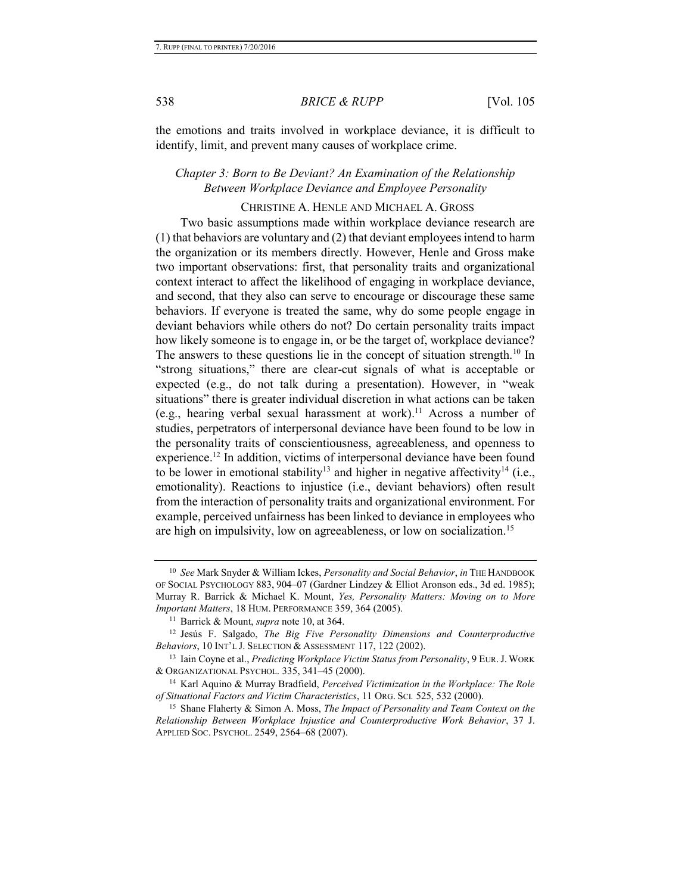the emotions and traits involved in workplace deviance, it is difficult to identify, limit, and prevent many causes of workplace crime.

### *Chapter 3: Born to Be Deviant? An Examination of the Relationship Between Workplace Deviance and Employee Personality*

CHRISTINE A. HENLE AND MICHAEL A. GROSS

Two basic assumptions made within workplace deviance research are (1) that behaviors are voluntary and (2) that deviant employees intend to harm the organization or its members directly. However, Henle and Gross make two important observations: first, that personality traits and organizational context interact to affect the likelihood of engaging in workplace deviance, and second, that they also can serve to encourage or discourage these same behaviors. If everyone is treated the same, why do some people engage in deviant behaviors while others do not? Do certain personality traits impact how likely someone is to engage in, or be the target of, workplace deviance? The answers to these questions lie in the concept of situation strength.[10] In "strong situations," there are clear-cut signals of what is acceptable or expected (e.g., do not talk during a presentation). However, in "weak situations" there is greater individual discretion in what actions can be taken (e.g., hearing verbal sexual harassment at work).[11] Across a number of studies, perpetrators of interpersonal deviance have been found to be low in the personality traits of conscientiousness, agreeableness, and openness to experience.[12] In addition, victims of interpersonal deviance have been found to be lower in emotional stability[13] and higher in negative affectivity[14] (i.e., emotionality). Reactions to injustice (i.e., deviant behaviors) often result from the interaction of personality traits and organizational environment. For example, perceived unfairness has been linked to deviance in employees who are high on impulsivity, low on agreeableness, or low on socialization.[15]

---

[10] *See* Mark Snyder & William Ickes, *Personality and Social Behavior*, *in* THE HANDBOOK OF SOCIAL PSYCHOLOGY 883, 904–07 (Gardner Lindzey & Elliot Aronson eds., 3d ed. 1985); Murray R. Barrick & Michael K. Mount, *Yes, Personality Matters: Moving on to More Important Matters*, 18 HUM. PERFORMANCE 359, 364 (2005).

[11] Barrick & Mount, *supra* note 10, at 364.

[12] Jesús F. Salgado, *The Big Five Personality Dimensions and Counterproductive Behaviors*, 10 INT'L J. SELECTION & ASSESSMENT 117, 122 (2002).

[13] Iain Coyne et al., *Predicting Workplace Victim Status from Personality*, 9 EUR. J. WORK & ORGANIZATIONAL PSYCHOL. 335, 341–45 (2000).

[14] Karl Aquino & Murray Bradfield, *Perceived Victimization in the Workplace: The Role of Situational Factors and Victim Characteristics*, 11 ORG. SCI. 525, 532 (2000).

[15] Shane Flaherty & Simon A. Moss, *The Impact of Personality and Team Context on the Relationship Between Workplace Injustice and Counterproductive Work Behavior*, 37 J. APPLIED SOC. PSYCHOL. 2549, 2564–68 (2007).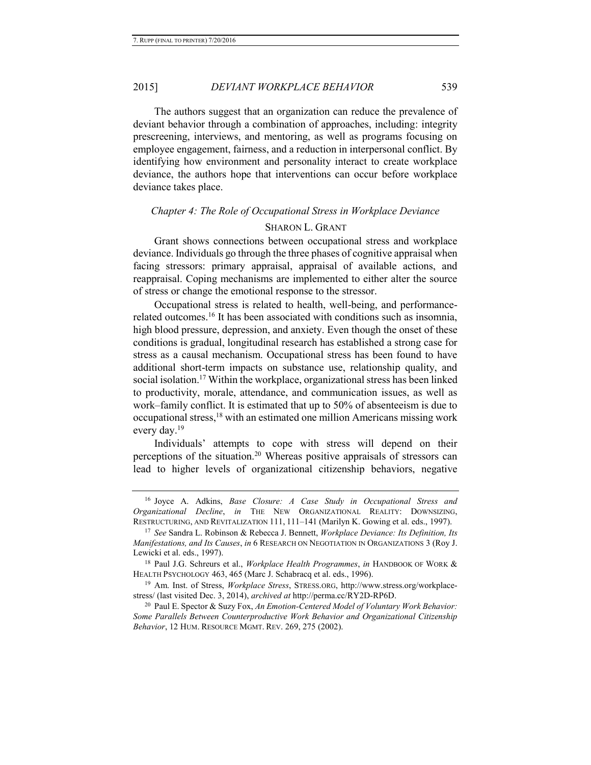The authors suggest that an organization can reduce the prevalence of deviant behavior through a combination of approaches, including: integrity prescreening, interviews, and mentoring, as well as programs focusing on employee engagement, fairness, and a reduction in interpersonal conflict. By identifying how environment and personality interact to create workplace deviance, the authors hope that interventions can occur before workplace deviance takes place.

### *Chapter 4: The Role of Occupational Stress in Workplace Deviance*

SHARON L. GRANT

Grant shows connections between occupational stress and workplace deviance. Individuals go through the three phases of cognitive appraisal when facing stressors: primary appraisal, appraisal of available actions, and reappraisal. Coping mechanisms are implemented to either alter the source of stress or change the emotional response to the stressor.

Occupational stress is related to health, well-being, and performance-related outcomes.[16] It has been associated with conditions such as insomnia, high blood pressure, depression, and anxiety. Even though the onset of these conditions is gradual, longitudinal research has established a strong case for stress as a causal mechanism. Occupational stress has been found to have additional short-term impacts on substance use, relationship quality, and social isolation.[17] Within the workplace, organizational stress has been linked to productivity, morale, attendance, and communication issues, as well as work–family conflict. It is estimated that up to 50% of absenteeism is due to occupational stress,[18] with an estimated one million Americans missing work every day.[19]

Individuals' attempts to cope with stress will depend on their perceptions of the situation.[20] Whereas positive appraisals of stressors can lead to higher levels of organizational citizenship behaviors, negative

---

[16] Joyce A. Adkins, *Base Closure: A Case Study in Occupational Stress and Organizational Decline*, *in* THE NEW ORGANIZATIONAL REALITY: DOWNSIZING, RESTRUCTURING, AND REVITALIZATION 111, 111–141 (Marilyn K. Gowing et al. eds., 1997).

[17] *See* Sandra L. Robinson & Rebecca J. Bennett, *Workplace Deviance: Its Definition, Its Manifestations, and Its Causes*, *in* 6 RESEARCH ON NEGOTIATION IN ORGANIZATIONS 3 (Roy J. Lewicki et al. eds., 1997).

[18] Paul J.G. Schreurs et al., *Workplace Health Programmes*, *in* HANDBOOK OF WORK & HEALTH PSYCHOLOGY 463, 465 (Marc J. Schabracq et al. eds., 1996).

[19] Am. Inst. of Stress, *Workplace Stress*, STRESS.ORG, http://www.stress.org/workplace-stress/ (last visited Dec. 3, 2014), *archived at* http://perma.cc/RY2D-RP6D.

[20] Paul E. Spector & Suzy Fox, *An Emotion-Centered Model of Voluntary Work Behavior: Some Parallels Between Counterproductive Work Behavior and Organizational Citizenship Behavior*, 12 HUM. RESOURCE MGMT. REV. 269, 275 (2002).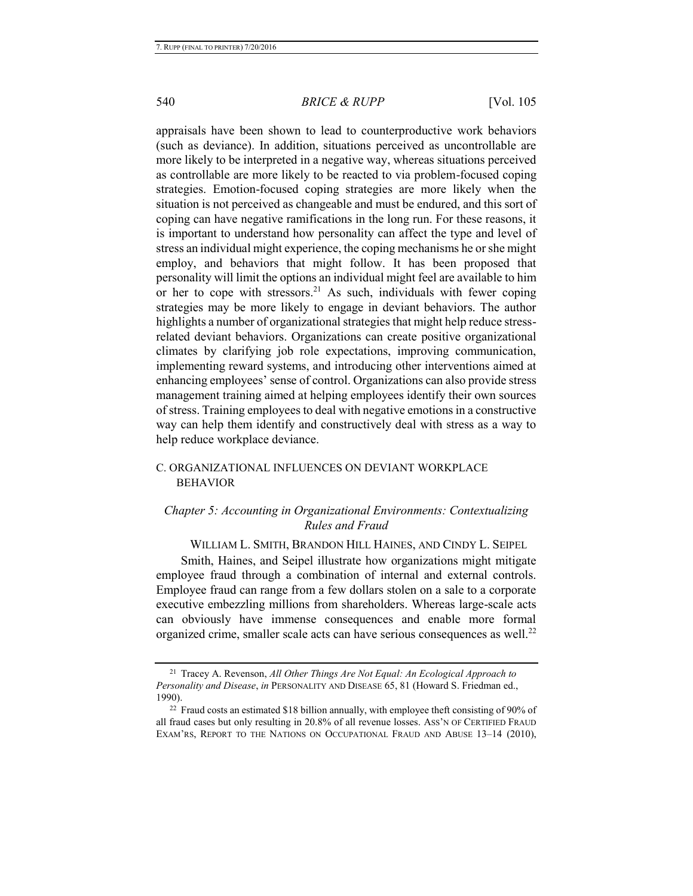appraisals have been shown to lead to counterproductive work behaviors (such as deviance). In addition, situations perceived as uncontrollable are more likely to be interpreted in a negative way, whereas situations perceived as controllable are more likely to be reacted to via problem-focused coping strategies. Emotion-focused coping strategies are more likely when the situation is not perceived as changeable and must be endured, and this sort of coping can have negative ramifications in the long run. For these reasons, it is important to understand how personality can affect the type and level of stress an individual might experience, the coping mechanisms he or she might employ, and behaviors that might follow. It has been proposed that personality will limit the options an individual might feel are available to him or her to cope with stressors.[21] As such, individuals with fewer coping strategies may be more likely to engage in deviant behaviors. The author highlights a number of organizational strategies that might help reduce stress-related deviant behaviors. Organizations can create positive organizational climates by clarifying job role expectations, improving communication, implementing reward systems, and introducing other interventions aimed at enhancing employees' sense of control. Organizations can also provide stress management training aimed at helping employees identify their own sources of stress. Training employees to deal with negative emotions in a constructive way can help them identify and constructively deal with stress as a way to help reduce workplace deviance.

### C. ORGANIZATIONAL INFLUENCES ON DEVIANT WORKPLACE BEHAVIOR

#### *Chapter 5: Accounting in Organizational Environments: Contextualizing Rules and Fraud*

WILLIAM L. SMITH, BRANDON HILL HAINES, AND CINDY L. SEIPEL

Smith, Haines, and Seipel illustrate how organizations might mitigate employee fraud through a combination of internal and external controls. Employee fraud can range from a few dollars stolen on a sale to a corporate executive embezzling millions from shareholders. Whereas large-scale acts can obviously have immense consequences and enable more formal organized crime, smaller scale acts can have serious consequences as well.[22]

---

[21] Tracey A. Revenson, *All Other Things Are Not Equal: An Ecological Approach to Personality and Disease*, *in* PERSONALITY AND DISEASE 65, 81 (Howard S. Friedman ed., 1990).

[22] Fraud costs an estimated $18 billion annually, with employee theft consisting of 90% of all fraud cases but only resulting in 20.8% of all revenue losses. ASS'N OF CERTIFIED FRAUD EXAM'RS, REPORT TO THE NATIONS ON OCCUPATIONAL FRAUD AND ABUSE 13–14 (2010),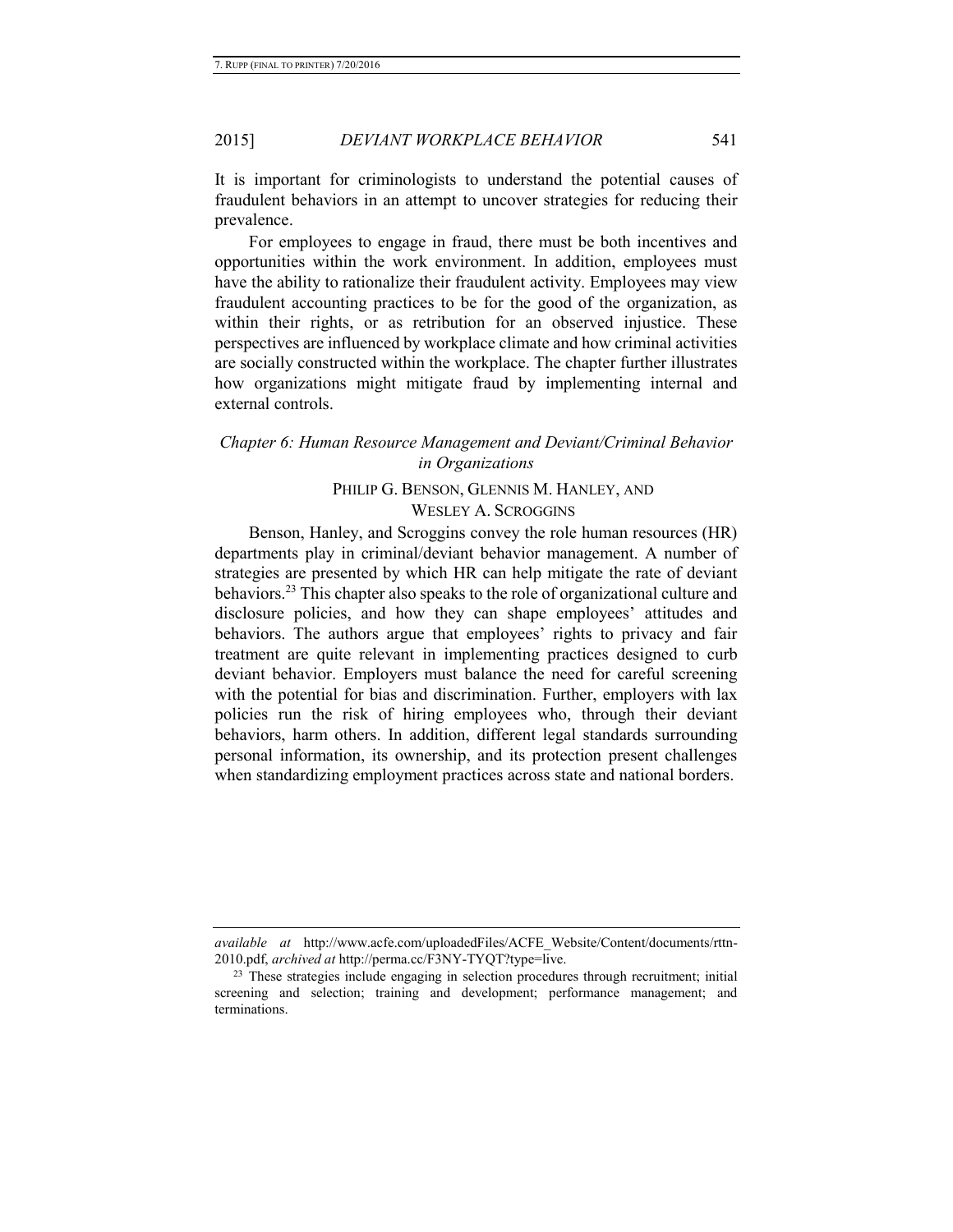It is important for criminologists to understand the potential causes of fraudulent behaviors in an attempt to uncover strategies for reducing their prevalence.

For employees to engage in fraud, there must be both incentives and opportunities within the work environment. In addition, employees must have the ability to rationalize their fraudulent activity. Employees may view fraudulent accounting practices to be for the good of the organization, as within their rights, or as retribution for an observed injustice. These perspectives are influenced by workplace climate and how criminal activities are socially constructed within the workplace. The chapter further illustrates how organizations might mitigate fraud by implementing internal and external controls.

### *Chapter 6: Human Resource Management and Deviant/Criminal Behavior in Organizations*

PHILIP G. BENSON, GLENNIS M. HANLEY, AND WESLEY A. SCROGGINS

Benson, Hanley, and Scroggins convey the role human resources (HR) departments play in criminal/deviant behavior management. A number of strategies are presented by which HR can help mitigate the rate of deviant behaviors.[23] This chapter also speaks to the role of organizational culture and disclosure policies, and how they can shape employees' attitudes and behaviors. The authors argue that employees' rights to privacy and fair treatment are quite relevant in implementing practices designed to curb deviant behavior. Employers must balance the need for careful screening with the potential for bias and discrimination. Further, employers with lax policies run the risk of hiring employees who, through their deviant behaviors, harm others. In addition, different legal standards surrounding personal information, its ownership, and its protection present challenges when standardizing employment practices across state and national borders.

---

*available at* http://www.acfe.com/uploadedFiles/ACFE_Website/Content/documents/rttn-2010.pdf, *archived at* http://perma.cc/F3NY-TYQT?type=live.

[23] These strategies include engaging in selection procedures through recruitment; initial screening and selection; training and development; performance management; and terminations.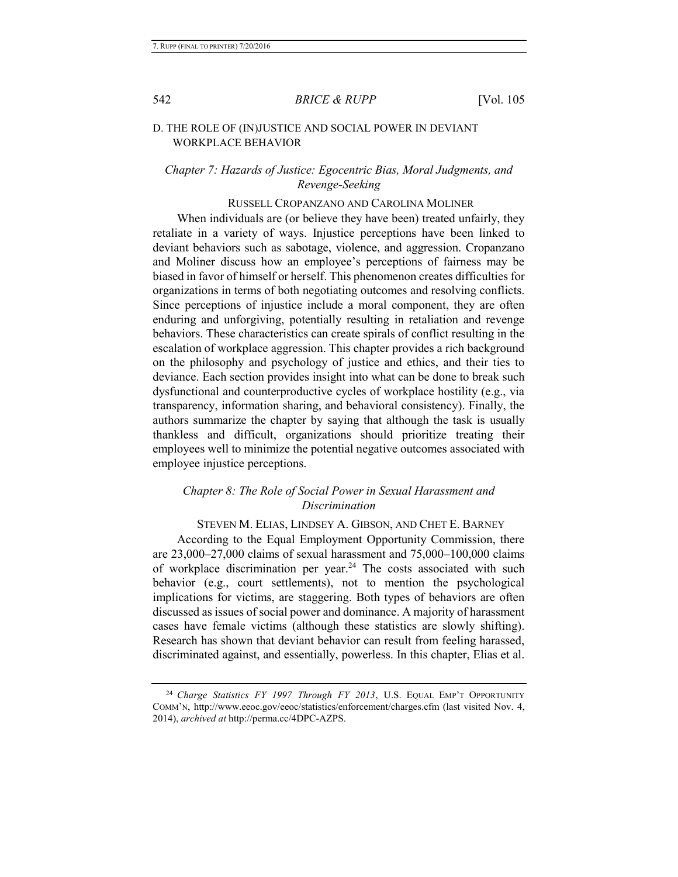### D. THE ROLE OF (IN)JUSTICE AND SOCIAL POWER IN DEVIANT WORKPLACE BEHAVIOR

#### *Chapter 7: Hazards of Justice: Egocentric Bias, Moral Judgments, and Revenge-Seeking*

RUSSELL CROPANZANO AND CAROLINA MOLINER

When individuals are (or believe they have been) treated unfairly, they retaliate in a variety of ways. Injustice perceptions have been linked to deviant behaviors such as sabotage, violence, and aggression. Cropanzano and Moliner discuss how an employee's perceptions of fairness may be biased in favor of himself or herself. This phenomenon creates difficulties for organizations in terms of both negotiating outcomes and resolving conflicts. Since perceptions of injustice include a moral component, they are often enduring and unforgiving, potentially resulting in retaliation and revenge behaviors. These characteristics can create spirals of conflict resulting in the escalation of workplace aggression. This chapter provides a rich background on the philosophy and psychology of justice and ethics, and their ties to deviance. Each section provides insight into what can be done to break such dysfunctional and counterproductive cycles of workplace hostility (e.g., via transparency, information sharing, and behavioral consistency). Finally, the authors summarize the chapter by saying that although the task is usually thankless and difficult, organizations should prioritize treating their employees well to minimize the potential negative outcomes associated with employee injustice perceptions.

#### *Chapter 8: The Role of Social Power in Sexual Harassment and Discrimination*

STEVEN M. ELIAS, LINDSEY A. GIBSON, AND CHET E. BARNEY

According to the Equal Employment Opportunity Commission, there are 23,000–27,000 claims of sexual harassment and 75,000–100,000 claims of workplace discrimination per year.[24] The costs associated with such behavior (e.g., court settlements), not to mention the psychological implications for victims, are staggering. Both types of behaviors are often discussed as issues of social power and dominance. A majority of harassment cases have female victims (although these statistics are slowly shifting). Research has shown that deviant behavior can result from feeling harassed, discriminated against, and essentially, powerless. In this chapter, Elias et al.

---

[24] *Charge Statistics FY 1997 Through FY 2013*, U.S. EQUAL EMP'T OPPORTUNITY COMM'N, http://www.eeoc.gov/eeoc/statistics/enforcement/charges.cfm (last visited Nov. 4, 2014), *archived at* http://perma.cc/4DPC-AZPS.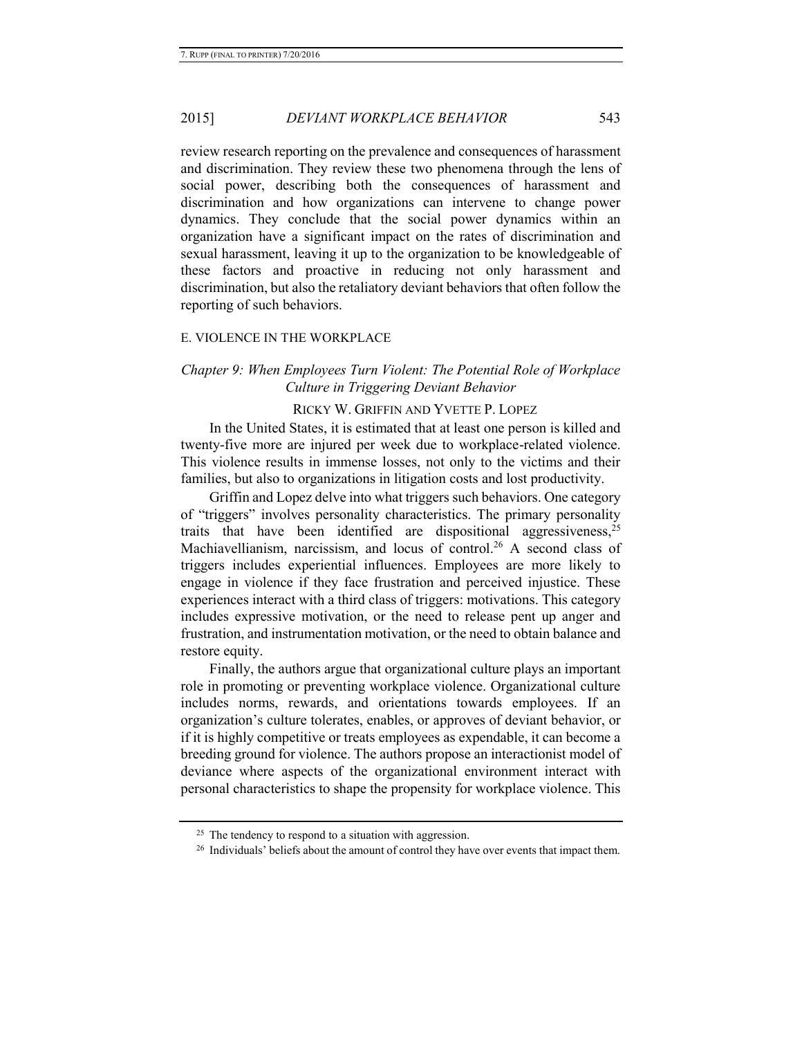review research reporting on the prevalence and consequences of harassment and discrimination. They review these two phenomena through the lens of social power, describing both the consequences of harassment and discrimination and how organizations can intervene to change power dynamics. They conclude that the social power dynamics within an organization have a significant impact on the rates of discrimination and sexual harassment, leaving it up to the organization to be knowledgeable of these factors and proactive in reducing not only harassment and discrimination, but also the retaliatory deviant behaviors that often follow the reporting of such behaviors.

### E. VIOLENCE IN THE WORKPLACE

#### *Chapter 9: When Employees Turn Violent: The Potential Role of Workplace Culture in Triggering Deviant Behavior*

RICKY W. GRIFFIN AND YVETTE P. LOPEZ

In the United States, it is estimated that at least one person is killed and twenty-five more are injured per week due to workplace-related violence. This violence results in immense losses, not only to the victims and their families, but also to organizations in litigation costs and lost productivity.

Griffin and Lopez delve into what triggers such behaviors. One category of "triggers" involves personality characteristics. The primary personality traits that have been identified are dispositional aggressiveness,[25] Machiavellianism, narcissism, and locus of control.[26] A second class of triggers includes experiential influences. Employees are more likely to engage in violence if they face frustration and perceived injustice. These experiences interact with a third class of triggers: motivations. This category includes expressive motivation, or the need to release pent up anger and frustration, and instrumentation motivation, or the need to obtain balance and restore equity.

Finally, the authors argue that organizational culture plays an important role in promoting or preventing workplace violence. Organizational culture includes norms, rewards, and orientations towards employees. If an organization's culture tolerates, enables, or approves of deviant behavior, or if it is highly competitive or treats employees as expendable, it can become a breeding ground for violence. The authors propose an interactionist model of deviance where aspects of the organizational environment interact with personal characteristics to shape the propensity for workplace violence. This

[25] The tendency to respond to a situation with aggression.

[26] Individuals' beliefs about the amount of control they have over events that impact them.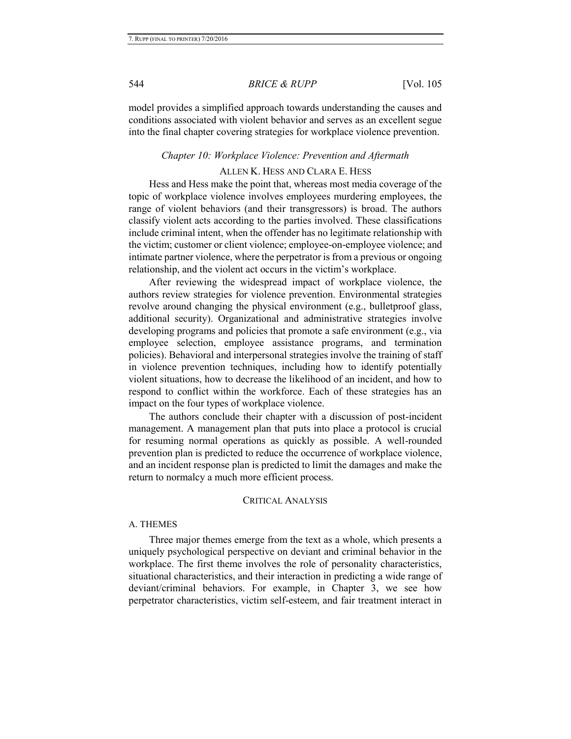model provides a simplified approach towards understanding the causes and conditions associated with violent behavior and serves as an excellent segue into the final chapter covering strategies for workplace violence prevention.

### *Chapter 10: Workplace Violence: Prevention and Aftermath*

ALLEN K. HESS AND CLARA E. HESS

Hess and Hess make the point that, whereas most media coverage of the topic of workplace violence involves employees murdering employees, the range of violent behaviors (and their transgressors) is broad. The authors classify violent acts according to the parties involved. These classifications include criminal intent, when the offender has no legitimate relationship with the victim; customer or client violence; employee-on-employee violence; and intimate partner violence, where the perpetrator is from a previous or ongoing relationship, and the violent act occurs in the victim's workplace.

After reviewing the widespread impact of workplace violence, the authors review strategies for violence prevention. Environmental strategies revolve around changing the physical environment (e.g., bulletproof glass, additional security). Organizational and administrative strategies involve developing programs and policies that promote a safe environment (e.g., via employee selection, employee assistance programs, and termination policies). Behavioral and interpersonal strategies involve the training of staff in violence prevention techniques, including how to identify potentially violent situations, how to decrease the likelihood of an incident, and how to respond to conflict within the workforce. Each of these strategies has an impact on the four types of workplace violence.

The authors conclude their chapter with a discussion of post-incident management. A management plan that puts into place a protocol is crucial for resuming normal operations as quickly as possible. A well-rounded prevention plan is predicted to reduce the occurrence of workplace violence, and an incident response plan is predicted to limit the damages and make the return to normalcy a much more efficient process.

## CRITICAL ANALYSIS

### A. THEMES

Three major themes emerge from the text as a whole, which presents a uniquely psychological perspective on deviant and criminal behavior in the workplace. The first theme involves the role of personality characteristics, situational characteristics, and their interaction in predicting a wide range of deviant/criminal behaviors. For example, in Chapter 3, we see how perpetrator characteristics, victim self-esteem, and fair treatment interact in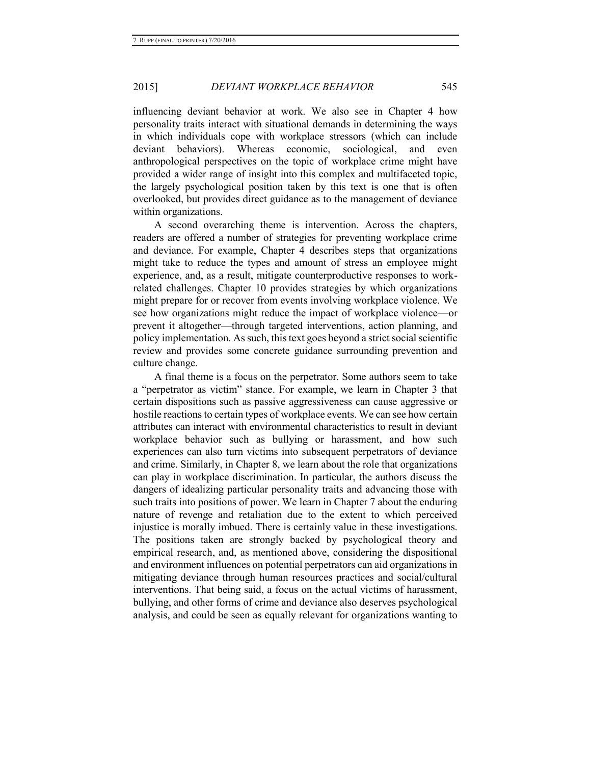influencing deviant behavior at work. We also see in Chapter 4 how personality traits interact with situational demands in determining the ways in which individuals cope with workplace stressors (which can include deviant behaviors). Whereas economic, sociological, and even anthropological perspectives on the topic of workplace crime might have provided a wider range of insight into this complex and multifaceted topic, the largely psychological position taken by this text is one that is often overlooked, but provides direct guidance as to the management of deviance within organizations.

A second overarching theme is intervention. Across the chapters, readers are offered a number of strategies for preventing workplace crime and deviance. For example, Chapter 4 describes steps that organizations might take to reduce the types and amount of stress an employee might experience, and, as a result, mitigate counterproductive responses to work-related challenges. Chapter 10 provides strategies by which organizations might prepare for or recover from events involving workplace violence. We see how organizations might reduce the impact of workplace violence—or prevent it altogether—through targeted interventions, action planning, and policy implementation. As such, this text goes beyond a strict social scientific review and provides some concrete guidance surrounding prevention and culture change.

A final theme is a focus on the perpetrator. Some authors seem to take a "perpetrator as victim" stance. For example, we learn in Chapter 3 that certain dispositions such as passive aggressiveness can cause aggressive or hostile reactions to certain types of workplace events. We can see how certain attributes can interact with environmental characteristics to result in deviant workplace behavior such as bullying or harassment, and how such experiences can also turn victims into subsequent perpetrators of deviance and crime. Similarly, in Chapter 8, we learn about the role that organizations can play in workplace discrimination. In particular, the authors discuss the dangers of idealizing particular personality traits and advancing those with such traits into positions of power. We learn in Chapter 7 about the enduring nature of revenge and retaliation due to the extent to which perceived injustice is morally imbued. There is certainly value in these investigations. The positions taken are strongly backed by psychological theory and empirical research, and, as mentioned above, considering the dispositional and environment influences on potential perpetrators can aid organizations in mitigating deviance through human resources practices and social/cultural interventions. That being said, a focus on the actual victims of harassment, bullying, and other forms of crime and deviance also deserves psychological analysis, and could be seen as equally relevant for organizations wanting to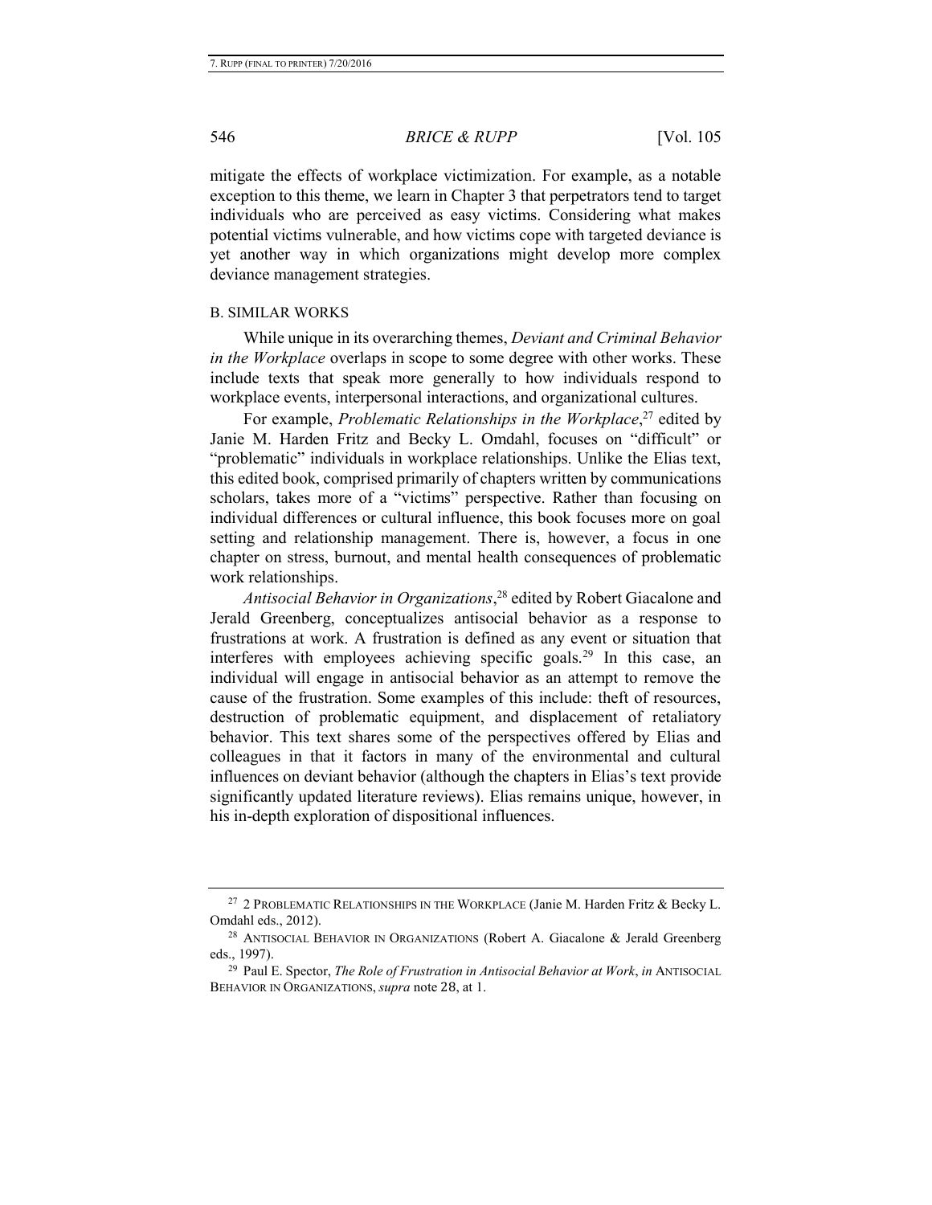mitigate the effects of workplace victimization. For example, as a notable exception to this theme, we learn in Chapter 3 that perpetrators tend to target individuals who are perceived as easy victims. Considering what makes potential victims vulnerable, and how victims cope with targeted deviance is yet another way in which organizations might develop more complex deviance management strategies.

### B. SIMILAR WORKS

While unique in its overarching themes, *Deviant and Criminal Behavior in the Workplace* overlaps in scope to some degree with other works. These include texts that speak more generally to how individuals respond to workplace events, interpersonal interactions, and organizational cultures.

For example, *Problematic Relationships in the Workplace*,[27] edited by Janie M. Harden Fritz and Becky L. Omdahl, focuses on "difficult" or "problematic" individuals in workplace relationships. Unlike the Elias text, this edited book, comprised primarily of chapters written by communications scholars, takes more of a "victims" perspective. Rather than focusing on individual differences or cultural influence, this book focuses more on goal setting and relationship management. There is, however, a focus in one chapter on stress, burnout, and mental health consequences of problematic work relationships.

*Antisocial Behavior in Organizations*,[28] edited by Robert Giacalone and Jerald Greenberg, conceptualizes antisocial behavior as a response to frustrations at work. A frustration is defined as any event or situation that interferes with employees achieving specific goals.[29] In this case, an individual will engage in antisocial behavior as an attempt to remove the cause of the frustration. Some examples of this include: theft of resources, destruction of problematic equipment, and displacement of retaliatory behavior. This text shares some of the perspectives offered by Elias and colleagues in that it factors in many of the environmental and cultural influences on deviant behavior (although the chapters in Elias's text provide significantly updated literature reviews). Elias remains unique, however, in his in-depth exploration of dispositional influences.

---

[27] 2 PROBLEMATIC RELATIONSHIPS IN THE WORKPLACE (Janie M. Harden Fritz & Becky L. Omdahl eds., 2012).

[28] ANTISOCIAL BEHAVIOR IN ORGANIZATIONS (Robert A. Giacalone & Jerald Greenberg eds., 1997).

[29] Paul E. Spector, *The Role of Frustration in Antisocial Behavior at Work*, *in* ANTISOCIAL BEHAVIOR IN ORGANIZATIONS, *supra* note 28, at 1.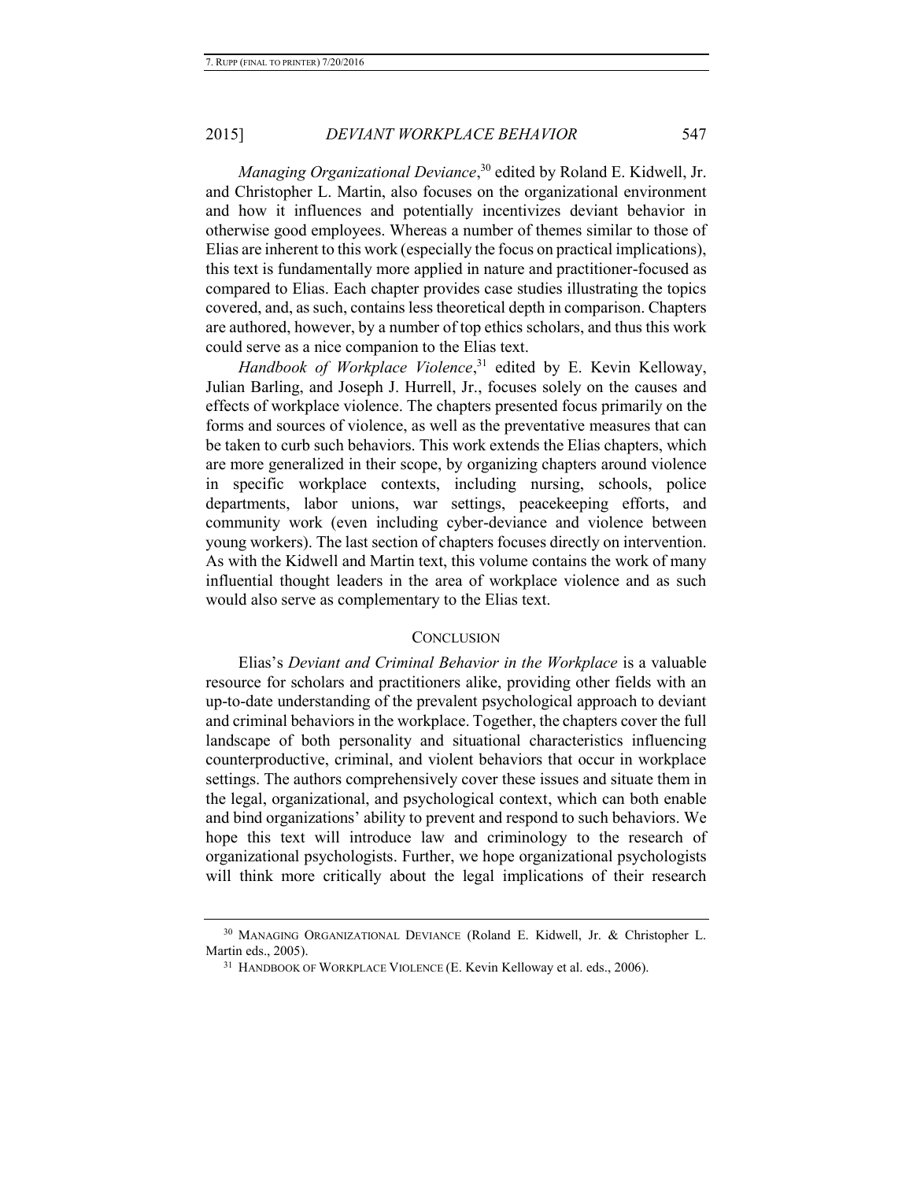*Managing Organizational Deviance*,[30] edited by Roland E. Kidwell, Jr. and Christopher L. Martin, also focuses on the organizational environment and how it influences and potentially incentivizes deviant behavior in otherwise good employees. Whereas a number of themes similar to those of Elias are inherent to this work (especially the focus on practical implications), this text is fundamentally more applied in nature and practitioner-focused as compared to Elias. Each chapter provides case studies illustrating the topics covered, and, as such, contains less theoretical depth in comparison. Chapters are authored, however, by a number of top ethics scholars, and thus this work could serve as a nice companion to the Elias text.

*Handbook of Workplace Violence*,[31] edited by E. Kevin Kelloway, Julian Barling, and Joseph J. Hurrell, Jr., focuses solely on the causes and effects of workplace violence. The chapters presented focus primarily on the forms and sources of violence, as well as the preventative measures that can be taken to curb such behaviors. This work extends the Elias chapters, which are more generalized in their scope, by organizing chapters around violence in specific workplace contexts, including nursing, schools, police departments, labor unions, war settings, peacekeeping efforts, and community work (even including cyber-deviance and violence between young workers). The last section of chapters focuses directly on intervention. As with the Kidwell and Martin text, this volume contains the work of many influential thought leaders in the area of workplace violence and as such would also serve as complementary to the Elias text.

## CONCLUSION

Elias's *Deviant and Criminal Behavior in the Workplace* is a valuable resource for scholars and practitioners alike, providing other fields with an up-to-date understanding of the prevalent psychological approach to deviant and criminal behaviors in the workplace. Together, the chapters cover the full landscape of both personality and situational characteristics influencing counterproductive, criminal, and violent behaviors that occur in workplace settings. The authors comprehensively cover these issues and situate them in the legal, organizational, and psychological context, which can both enable and bind organizations' ability to prevent and respond to such behaviors. We hope this text will introduce law and criminology to the research of organizational psychologists. Further, we hope organizational psychologists will think more critically about the legal implications of their research

---

[30] MANAGING ORGANIZATIONAL DEVIANCE (Roland E. Kidwell, Jr. & Christopher L. Martin eds., 2005).

[31] HANDBOOK OF WORKPLACE VIOLENCE (E. Kevin Kelloway et al. eds., 2006).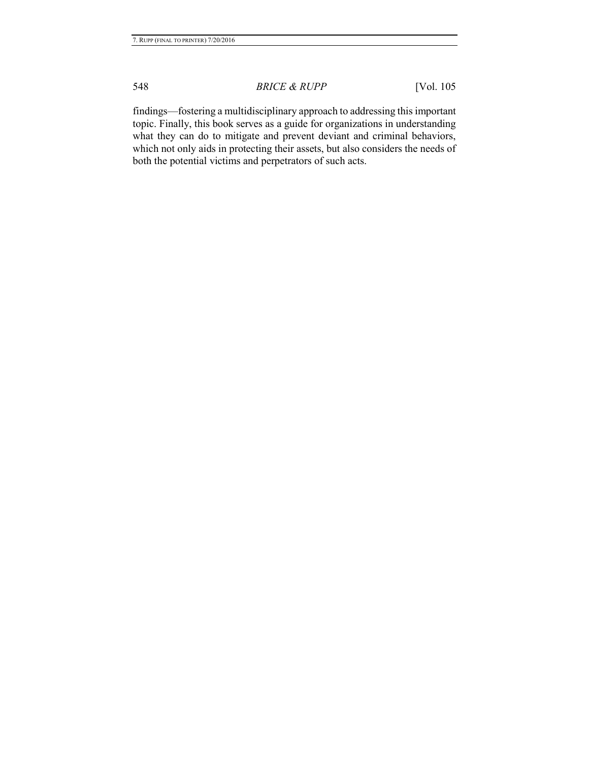findings—fostering a multidisciplinary approach to addressing this important topic. Finally, this book serves as a guide for organizations in understanding what they can do to mitigate and prevent deviant and criminal behaviors, which not only aids in protecting their assets, but also considers the needs of both the potential victims and perpetrators of such acts.